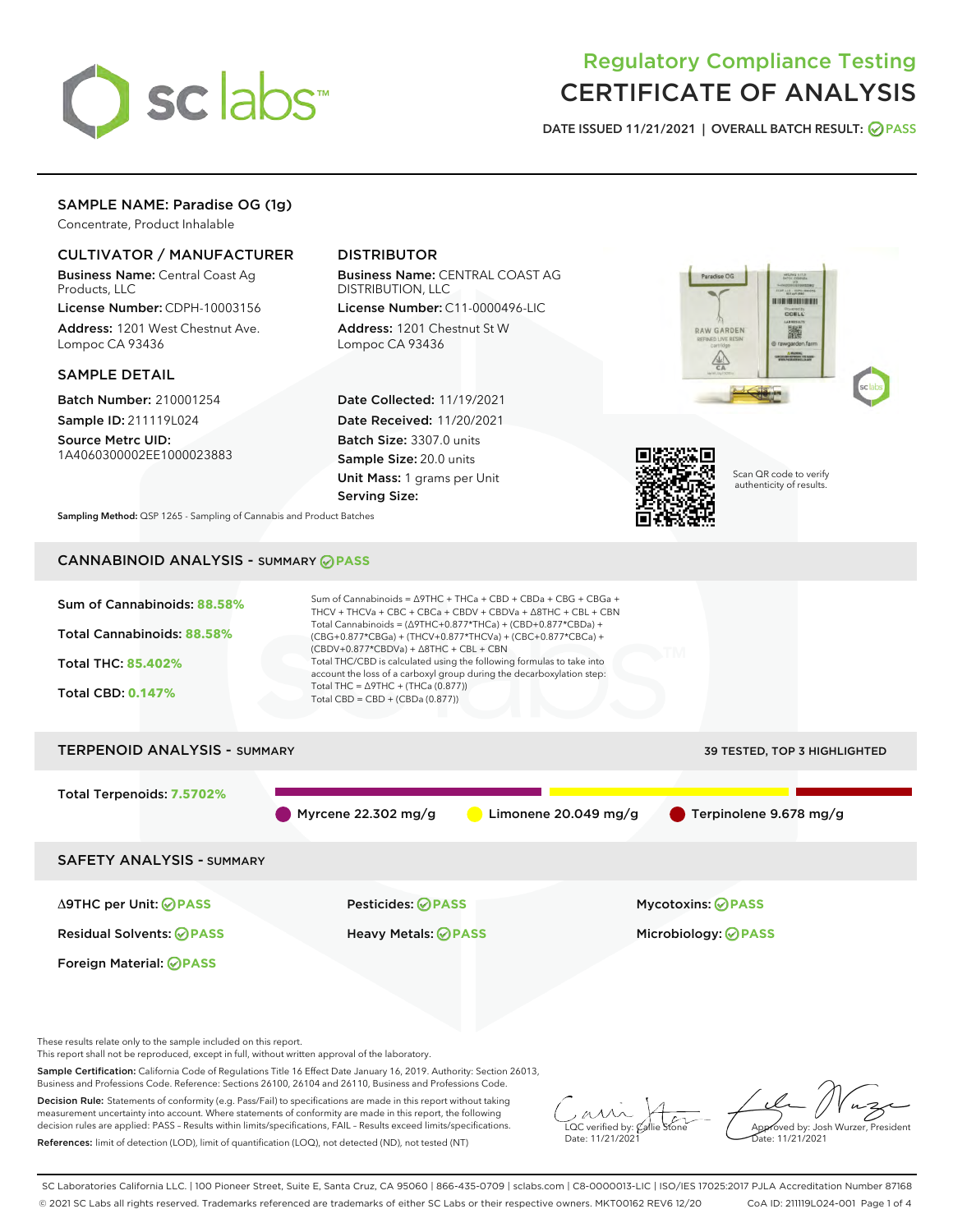# Regulatory Compliance Testing
# CERTIFICATE OF ANALYSIS

DATE ISSUED 11/21/2021 | OVERALL BATCH RESULT: PASS

## SAMPLE NAME: Paradise OG (1g)

Concentrate, Product Inhalable

### CULTIVATOR / MANUFACTURER

**Business Name:** Central Coast Ag Products, LLC

**License Number:** CDPH-10003156

**Address:** 1201 West Chestnut Ave. Lompoc CA 93436

### DISTRIBUTOR

**Business Name:** CENTRAL COAST AG DISTRIBUTION, LLC

**License Number:** C11-0000496-LIC

**Address:** 1201 Chestnut St W Lompoc CA 93436

### SAMPLE DETAIL

**Batch Number:** 210001254

**Sample ID:** 211119L024

**Source Metrc UID:** 1A4060300002EE1000023883

**Date Collected:** 11/19/2021

**Date Received:** 11/20/2021

**Batch Size:** 3307.0 units

**Sample Size:** 20.0 units

**Unit Mass:** 1 grams per Unit

**Serving Size:**

Scan QR code to verify authenticity of results.

**Sampling Method:** QSP 1265 - Sampling of Cannabis and Product Batches

## CANNABINOID ANALYSIS - SUMMARY PASS

Sum of Cannabinoids: **88.58%**

Total Cannabinoids: **88.58%**

Total THC: **85.402%**

Total CBD: **0.147%**

Sum of Cannabinoids = Δ9THC + THCa + CBD + CBDa + CBG + CBGa + THCV + THCVa + CBC + CBCa + CBDV + CBDVa + Δ8THC + CBL + CBN

Total Cannabinoids = (Δ9THC+0.877*THCa) + (CBD+0.877*CBDa) + (CBG+0.877*CBGa) + (THCV+0.877*THCVa) + (CBC+0.877*CBCa) + (CBDV+0.877*CBDVa) + Δ8THC + CBL + CBN

Total THC/CBD is calculated using the following formulas to take into account the loss of a carboxyl group during the decarboxylation step:

Total THC = Δ9THC + (THCa (0.877))

Total CBD = CBD + (CBDa (0.877))

## TERPENOID ANALYSIS - SUMMARY

39 TESTED, TOP 3 HIGHLIGHTED

Total Terpenoids: **7.5702%**

Myrcene 22.302 mg/g | Limonene 20.049 mg/g | Terpinolene 9.678 mg/g

## SAFETY ANALYSIS - SUMMARY

| | | |
|---|---|---|
| Δ9THC per Unit: PASS | Pesticides: PASS | Mycotoxins: PASS |
| Residual Solvents: PASS | Heavy Metals: PASS | Microbiology: PASS |
| Foreign Material: PASS | | |

These results relate only to the sample included on this report.
This report shall not be reproduced, except in full, without written approval of the laboratory.

**Sample Certification:** California Code of Regulations Title 16 Effect Date January 16, 2019. Authority: Section 26013, Business and Professions Code. Reference: Sections 26100, 26104 and 26110, Business and Professions Code.

**Decision Rule:** Statements of conformity (e.g. Pass/Fail) to specifications are made in this report without taking measurement uncertainty into account. Where statements of conformity are made in this report, the following decision rules are applied: PASS – Results within limits/specifications, FAIL – Results exceed limits/specifications.

**References:** limit of detection (LOD), limit of quantification (LOQ), not detected (ND), not tested (NT)

LQC verified by: Callie Stone
Date: 11/21/2021

Approved by: Josh Wurzer, President
Date: 11/21/2021

SC Laboratories California LLC. | 100 Pioneer Street, Suite E, Santa Cruz, CA 95060 | 866-435-0709 | sclabs.com | C8-0000013-LIC | ISO/IES 17025:2017 PJLA Accreditation Number 87168
© 2021 SC Labs all rights reserved. Trademarks referenced are trademarks of either SC Labs or their respective owners. MKT00162 REV6 12/20 CoA ID: 211119L024-001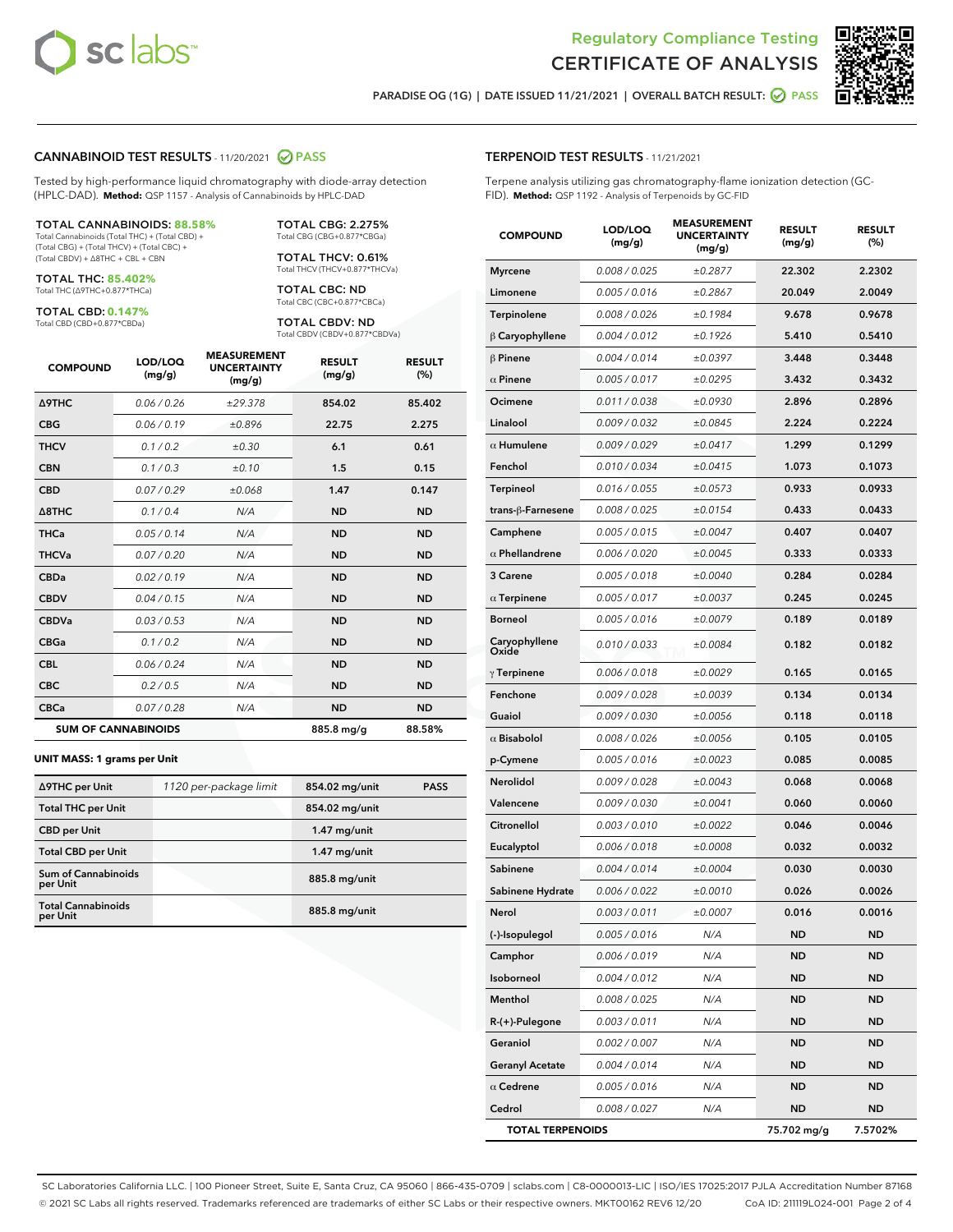# Regulatory Compliance Testing
# CERTIFICATE OF ANALYSIS

PARADISE OG (1G) | DATE ISSUED 11/21/2021 | OVERALL BATCH RESULT: PASS

## CANNABINOID TEST RESULTS - 11/20/2021 PASS

Tested by high-performance liquid chromatography with diode-array detection (HPLC-DAD). **Method:** QSP 1157 - Analysis of Cannabinoids by HPLC-DAD

**TOTAL CANNABINOIDS: 88.58%**
Total Cannabinoids (Total THC) + (Total CBD) + (Total CBG) + (Total THCV) + (Total CBC) + (Total CBDV) + Δ8THC + CBL + CBN

**TOTAL THC: 85.402%**
Total THC (Δ9THC+0.877*THCa)

**TOTAL CBD: 0.147%**
Total CBD (CBD+0.877*CBDa)

**TOTAL CBG: 2.275%**
Total CBG (CBG+0.877*CBGa)

**TOTAL THCV: 0.61%**
Total THCV (THCV+0.877*THCVa)

**TOTAL CBC: ND**
Total CBC (CBC+0.877*CBCa)

**TOTAL CBDV: ND**
Total CBDV (CBDV+0.877*CBDVa)

| COMPOUND | LOD/LOQ (mg/g) | MEASUREMENT UNCERTAINTY (mg/g) | RESULT (mg/g) | RESULT (%) |
|---|---|---|---|---|
| Δ9THC | 0.06 / 0.26 | ±29.378 | 854.02 | 85.402 |
| CBG | 0.06 / 0.19 | ±0.896 | 22.75 | 2.275 |
| THCV | 0.1 / 0.2 | ±0.30 | 6.1 | 0.61 |
| CBN | 0.1 / 0.3 | ±0.10 | 1.5 | 0.15 |
| CBD | 0.07 / 0.29 | ±0.068 | 1.47 | 0.147 |
| Δ8THC | 0.1 / 0.4 | N/A | ND | ND |
| THCa | 0.05 / 0.14 | N/A | ND | ND |
| THCVa | 0.07 / 0.20 | N/A | ND | ND |
| CBDa | 0.02 / 0.19 | N/A | ND | ND |
| CBDV | 0.04 / 0.15 | N/A | ND | ND |
| CBDVa | 0.03 / 0.53 | N/A | ND | ND |
| CBGa | 0.1 / 0.2 | N/A | ND | ND |
| CBL | 0.06 / 0.24 | N/A | ND | ND |
| CBC | 0.2 / 0.5 | N/A | ND | ND |
| CBCa | 0.07 / 0.28 | N/A | ND | ND |
| **SUM OF CANNABINOIDS** | | | 885.8 mg/g | 88.58% |

**UNIT MASS: 1 grams per Unit**

| | | | |
|---|---|---|---|
| Δ9THC per Unit | 1120 per-package limit | 854.02 mg/unit | PASS |
| Total THC per Unit | | 854.02 mg/unit | |
| CBD per Unit | | 1.47 mg/unit | |
| Total CBD per Unit | | 1.47 mg/unit | |
| Sum of Cannabinoids per Unit | | 885.8 mg/unit | |
| Total Cannabinoids per Unit | | 885.8 mg/unit | |

## TERPENOID TEST RESULTS - 11/21/2021

Terpene analysis utilizing gas chromatography-flame ionization detection (GC-FID). **Method:** QSP 1192 - Analysis of Terpenoids by GC-FID

| COMPOUND | LOD/LOQ (mg/g) | MEASUREMENT UNCERTAINTY (mg/g) | RESULT (mg/g) | RESULT (%) |
|---|---|---|---|---|
| Myrcene | 0.008 / 0.025 | ±0.2877 | 22.302 | 2.2302 |
| Limonene | 0.005 / 0.016 | ±0.2867 | 20.049 | 2.0049 |
| Terpinolene | 0.008 / 0.026 | ±0.1984 | 9.678 | 0.9678 |
| β Caryophyllene | 0.004 / 0.012 | ±0.1926 | 5.410 | 0.5410 |
| β Pinene | 0.004 / 0.014 | ±0.0397 | 3.448 | 0.3448 |
| α Pinene | 0.005 / 0.017 | ±0.0295 | 3.432 | 0.3432 |
| Ocimene | 0.011 / 0.038 | ±0.0930 | 2.896 | 0.2896 |
| Linalool | 0.009 / 0.032 | ±0.0845 | 2.224 | 0.2224 |
| α Humulene | 0.009 / 0.029 | ±0.0417 | 1.299 | 0.1299 |
| Fenchol | 0.010 / 0.034 | ±0.0415 | 1.073 | 0.1073 |
| Terpineol | 0.016 / 0.055 | ±0.0573 | 0.933 | 0.0933 |
| trans-β-Farnesene | 0.008 / 0.025 | ±0.0154 | 0.433 | 0.0433 |
| Camphene | 0.005 / 0.015 | ±0.0047 | 0.407 | 0.0407 |
| α Phellandrene | 0.006 / 0.020 | ±0.0045 | 0.333 | 0.0333 |
| 3 Carene | 0.005 / 0.018 | ±0.0040 | 0.284 | 0.0284 |
| α Terpinene | 0.005 / 0.017 | ±0.0037 | 0.245 | 0.0245 |
| Borneol | 0.005 / 0.016 | ±0.0079 | 0.189 | 0.0189 |
| Caryophyllene Oxide | 0.010 / 0.033 | ±0.0084 | 0.182 | 0.0182 |
| γ Terpinene | 0.006 / 0.018 | ±0.0029 | 0.165 | 0.0165 |
| Fenchone | 0.009 / 0.028 | ±0.0039 | 0.134 | 0.0134 |
| Guaiol | 0.009 / 0.030 | ±0.0056 | 0.118 | 0.0118 |
| α Bisabolol | 0.008 / 0.026 | ±0.0056 | 0.105 | 0.0105 |
| p-Cymene | 0.005 / 0.016 | ±0.0023 | 0.085 | 0.0085 |
| Nerolidol | 0.009 / 0.028 | ±0.0043 | 0.068 | 0.0068 |
| Valencene | 0.009 / 0.030 | ±0.0041 | 0.060 | 0.0060 |
| Citronellol | 0.003 / 0.010 | ±0.0022 | 0.046 | 0.0046 |
| Eucalyptol | 0.006 / 0.018 | ±0.0008 | 0.032 | 0.0032 |
| Sabinene | 0.004 / 0.014 | ±0.0004 | 0.030 | 0.0030 |
| Sabinene Hydrate | 0.006 / 0.022 | ±0.0010 | 0.026 | 0.0026 |
| Nerol | 0.003 / 0.011 | ±0.0007 | 0.016 | 0.0016 |
| (-)-Isopulegol | 0.005 / 0.016 | N/A | ND | ND |
| Camphor | 0.006 / 0.019 | N/A | ND | ND |
| Isoborneol | 0.004 / 0.012 | N/A | ND | ND |
| Menthol | 0.008 / 0.025 | N/A | ND | ND |
| R-(+)-Pulegone | 0.003 / 0.011 | N/A | ND | ND |
| Geraniol | 0.002 / 0.007 | N/A | ND | ND |
| Geranyl Acetate | 0.004 / 0.014 | N/A | ND | ND |
| α Cedrene | 0.005 / 0.016 | N/A | ND | ND |
| Cedrol | 0.008 / 0.027 | N/A | ND | ND |
| **TOTAL TERPENOIDS** | | | 75.702 mg/g | 7.5702% |

SC Laboratories California LLC. | 100 Pioneer Street, Suite E, Santa Cruz, CA 95060 | 866-435-0709 | sclabs.com | C8-0000013-LIC | ISO/IES 17025:2017 PJLA Accreditation Number 87168
© 2021 SC Labs all rights reserved. Trademarks referenced are trademarks of either SC Labs or their respective owners. MKT00162 REV6 12/20 CoA ID: 211119L024-001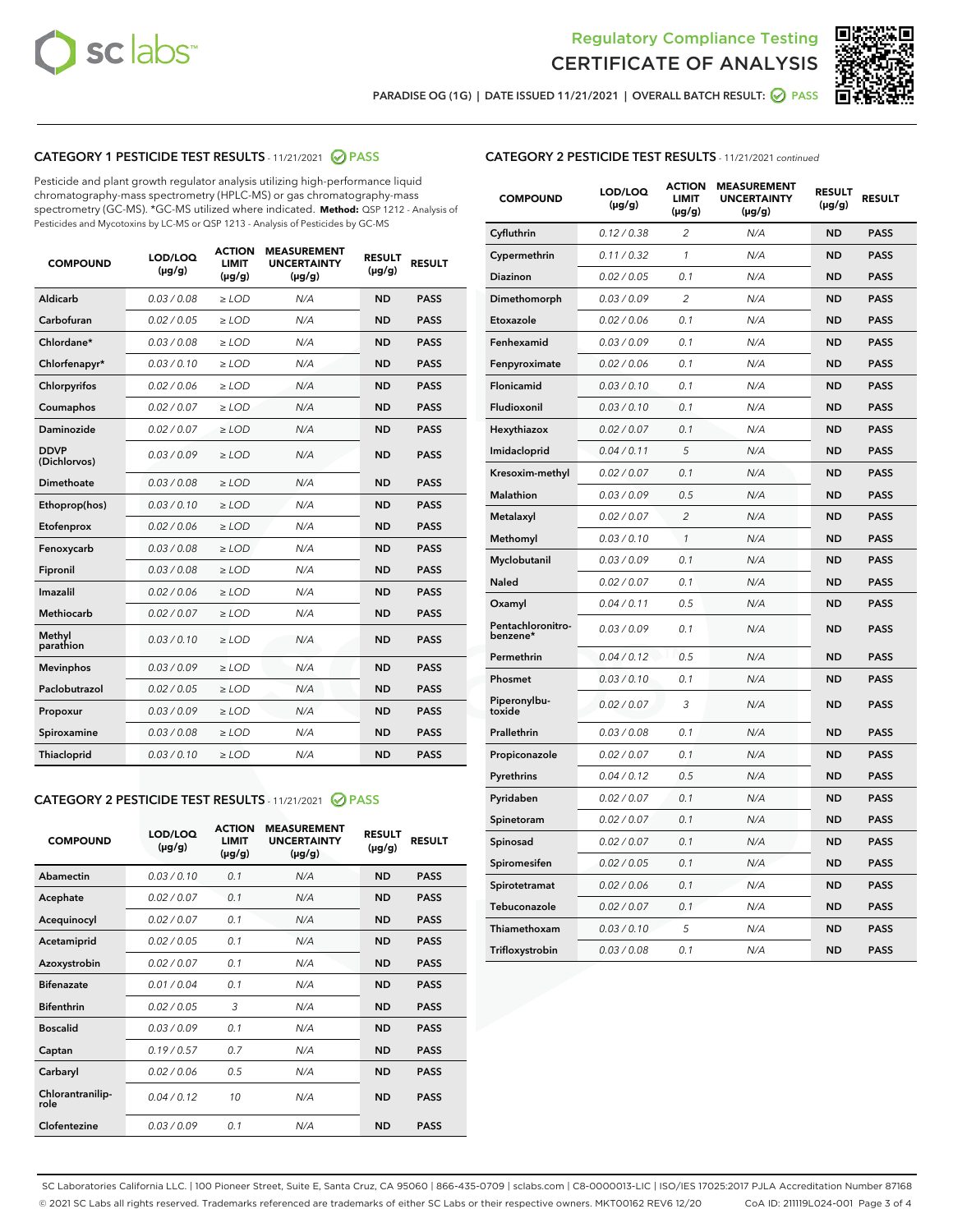Regulatory Compliance Testing
CERTIFICATE OF ANALYSIS

PARADISE OG (1G) | DATE ISSUED 11/21/2021 | OVERALL BATCH RESULT: PASS

## CATEGORY 1 PESTICIDE TEST RESULTS - 11/21/2021 PASS

Pesticide and plant growth regulator analysis utilizing high-performance liquid chromatography-mass spectrometry (HPLC-MS) or gas chromatography-mass spectrometry (GC-MS). *GC-MS utilized where indicated. **Method:** QSP 1212 - Analysis of Pesticides and Mycotoxins by LC-MS or QSP 1213 - Analysis of Pesticides by GC-MS

| COMPOUND | LOD/LOQ (µg/g) | ACTION LIMIT (µg/g) | MEASUREMENT UNCERTAINTY (µg/g) | RESULT (µg/g) | RESULT |
|---|---|---|---|---|---|
| Aldicarb | 0.03 / 0.08 | ≥ LOD | N/A | ND | PASS |
| Carbofuran | 0.02 / 0.05 | ≥ LOD | N/A | ND | PASS |
| Chlordane* | 0.03 / 0.08 | ≥ LOD | N/A | ND | PASS |
| Chlorfenapyr* | 0.03 / 0.10 | ≥ LOD | N/A | ND | PASS |
| Chlorpyrifos | 0.02 / 0.06 | ≥ LOD | N/A | ND | PASS |
| Coumaphos | 0.02 / 0.07 | ≥ LOD | N/A | ND | PASS |
| Daminozide | 0.02 / 0.07 | ≥ LOD | N/A | ND | PASS |
| DDVP (Dichlorvos) | 0.03 / 0.09 | ≥ LOD | N/A | ND | PASS |
| Dimethoate | 0.03 / 0.08 | ≥ LOD | N/A | ND | PASS |
| Ethoprop(hos) | 0.03 / 0.10 | ≥ LOD | N/A | ND | PASS |
| Etofenprox | 0.02 / 0.06 | ≥ LOD | N/A | ND | PASS |
| Fenoxycarb | 0.03 / 0.08 | ≥ LOD | N/A | ND | PASS |
| Fipronil | 0.03 / 0.08 | ≥ LOD | N/A | ND | PASS |
| Imazalil | 0.02 / 0.06 | ≥ LOD | N/A | ND | PASS |
| Methiocarb | 0.02 / 0.07 | ≥ LOD | N/A | ND | PASS |
| Methyl parathion | 0.03 / 0.10 | ≥ LOD | N/A | ND | PASS |
| Mevinphos | 0.03 / 0.09 | ≥ LOD | N/A | ND | PASS |
| Paclobutrazol | 0.02 / 0.05 | ≥ LOD | N/A | ND | PASS |
| Propoxur | 0.03 / 0.09 | ≥ LOD | N/A | ND | PASS |
| Spiroxamine | 0.03 / 0.08 | ≥ LOD | N/A | ND | PASS |
| Thiacloprid | 0.03 / 0.10 | ≥ LOD | N/A | ND | PASS |

## CATEGORY 2 PESTICIDE TEST RESULTS - 11/21/2021 PASS

| COMPOUND | LOD/LOQ (µg/g) | ACTION LIMIT (µg/g) | MEASUREMENT UNCERTAINTY (µg/g) | RESULT (µg/g) | RESULT |
|---|---|---|---|---|---|
| Abamectin | 0.03 / 0.10 | 0.1 | N/A | ND | PASS |
| Acephate | 0.02 / 0.07 | 0.1 | N/A | ND | PASS |
| Acequinocyl | 0.02 / 0.07 | 0.1 | N/A | ND | PASS |
| Acetamiprid | 0.02 / 0.05 | 0.1 | N/A | ND | PASS |
| Azoxystrobin | 0.02 / 0.07 | 0.1 | N/A | ND | PASS |
| Bifenazate | 0.01 / 0.04 | 0.1 | N/A | ND | PASS |
| Bifenthrin | 0.02 / 0.05 | 3 | N/A | ND | PASS |
| Boscalid | 0.03 / 0.09 | 0.1 | N/A | ND | PASS |
| Captan | 0.19 / 0.57 | 0.7 | N/A | ND | PASS |
| Carbaryl | 0.02 / 0.06 | 0.5 | N/A | ND | PASS |
| Chlorantraniliprole | 0.04 / 0.12 | 10 | N/A | ND | PASS |
| Clofentezine | 0.03 / 0.09 | 0.1 | N/A | ND | PASS |
| Cyfluthrin | 0.12 / 0.38 | 2 | N/A | ND | PASS |
| Cypermethrin | 0.11 / 0.32 | 1 | N/A | ND | PASS |
| Diazinon | 0.02 / 0.05 | 0.1 | N/A | ND | PASS |
| Dimethomorph | 0.03 / 0.09 | 2 | N/A | ND | PASS |
| Etoxazole | 0.02 / 0.06 | 0.1 | N/A | ND | PASS |
| Fenhexamid | 0.03 / 0.09 | 0.1 | N/A | ND | PASS |
| Fenpyroximate | 0.02 / 0.06 | 0.1 | N/A | ND | PASS |
| Flonicamid | 0.03 / 0.10 | 0.1 | N/A | ND | PASS |
| Fludioxonil | 0.03 / 0.10 | 0.1 | N/A | ND | PASS |
| Hexythiazox | 0.02 / 0.07 | 0.1 | N/A | ND | PASS |
| Imidacloprid | 0.04 / 0.11 | 5 | N/A | ND | PASS |
| Kresoxim-methyl | 0.02 / 0.07 | 0.1 | N/A | ND | PASS |
| Malathion | 0.03 / 0.09 | 0.5 | N/A | ND | PASS |
| Metalaxyl | 0.02 / 0.07 | 2 | N/A | ND | PASS |
| Methomyl | 0.03 / 0.10 | 1 | N/A | ND | PASS |
| Myclobutanil | 0.03 / 0.09 | 0.1 | N/A | ND | PASS |
| Naled | 0.02 / 0.07 | 0.1 | N/A | ND | PASS |
| Oxamyl | 0.04 / 0.11 | 0.5 | N/A | ND | PASS |
| Pentachloronitrobenzene* | 0.03 / 0.09 | 0.1 | N/A | ND | PASS |
| Permethrin | 0.04 / 0.12 | 0.5 | N/A | ND | PASS |
| Phosmet | 0.03 / 0.10 | 0.1 | N/A | ND | PASS |
| Piperonylbutoxide | 0.02 / 0.07 | 3 | N/A | ND | PASS |
| Prallethrin | 0.03 / 0.08 | 0.1 | N/A | ND | PASS |
| Propiconazole | 0.02 / 0.07 | 0.1 | N/A | ND | PASS |
| Pyrethrins | 0.04 / 0.12 | 0.5 | N/A | ND | PASS |
| Pyridaben | 0.02 / 0.07 | 0.1 | N/A | ND | PASS |
| Spinetoram | 0.02 / 0.07 | 0.1 | N/A | ND | PASS |
| Spinosad | 0.02 / 0.07 | 0.1 | N/A | ND | PASS |
| Spiromesifen | 0.02 / 0.05 | 0.1 | N/A | ND | PASS |
| Spirotetramat | 0.02 / 0.06 | 0.1 | N/A | ND | PASS |
| Tebuconazole | 0.02 / 0.07 | 0.1 | N/A | ND | PASS |
| Thiamethoxam | 0.03 / 0.10 | 5 | N/A | ND | PASS |
| Trifloxystrobin | 0.03 / 0.08 | 0.1 | N/A | ND | PASS |

SC Laboratories California LLC. | 100 Pioneer Street, Suite E, Santa Cruz, CA 95060 | 866-435-0709 | sclabs.com | C8-0000013-LIC | ISO/IES 17025:2017 PJLA Accreditation Number 87168
© 2021 SC Labs all rights reserved. Trademarks referenced are trademarks of either SC Labs or their respective owners. MKT00162 REV6 12/20 CoA ID: 211119L024-001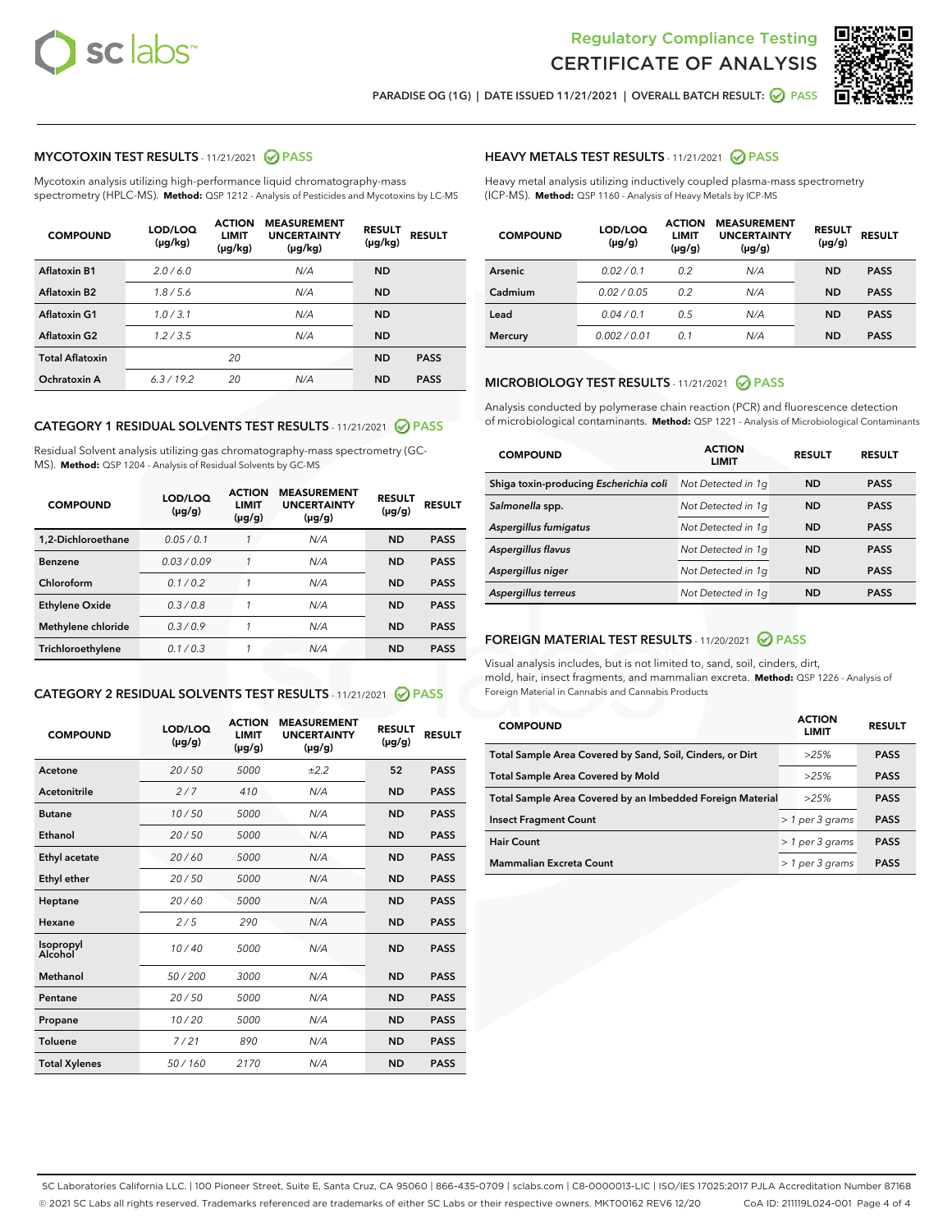Regulatory Compliance Testing
CERTIFICATE OF ANALYSIS

PARADISE OG (1G) | DATE ISSUED 11/21/2021 | OVERALL BATCH RESULT: PASS

## MYCOTOXIN TEST RESULTS - 11/21/2021 PASS

Mycotoxin analysis utilizing high-performance liquid chromatography-mass spectrometry (HPLC-MS). **Method:** QSP 1212 - Analysis of Pesticides and Mycotoxins by LC-MS

| COMPOUND | LOD/LOQ (µg/kg) | ACTION LIMIT (µg/kg) | MEASUREMENT UNCERTAINTY (µg/kg) | RESULT (µg/kg) | RESULT |
|---|---|---|---|---|---|
| Aflatoxin B1 | 2.0 / 6.0 | | N/A | ND | |
| Aflatoxin B2 | 1.8 / 5.6 | | N/A | ND | |
| Aflatoxin G1 | 1.0 / 3.1 | | N/A | ND | |
| Aflatoxin G2 | 1.2 / 3.5 | | N/A | ND | |
| Total Aflatoxin | | 20 | | ND | PASS |
| Ochratoxin A | 6.3 / 19.2 | 20 | N/A | ND | PASS |

## CATEGORY 1 RESIDUAL SOLVENTS TEST RESULTS - 11/21/2021 PASS

Residual Solvent analysis utilizing gas chromatography-mass spectrometry (GC-MS). **Method:** QSP 1204 - Analysis of Residual Solvents by GC-MS

| COMPOUND | LOD/LOQ (µg/g) | ACTION LIMIT (µg/g) | MEASUREMENT UNCERTAINTY (µg/g) | RESULT (µg/g) | RESULT |
|---|---|---|---|---|---|
| 1,2-Dichloroethane | 0.05 / 0.1 | 1 | N/A | ND | PASS |
| Benzene | 0.03 / 0.09 | 1 | N/A | ND | PASS |
| Chloroform | 0.1 / 0.2 | 1 | N/A | ND | PASS |
| Ethylene Oxide | 0.3 / 0.8 | 1 | N/A | ND | PASS |
| Methylene chloride | 0.3 / 0.9 | 1 | N/A | ND | PASS |
| Trichloroethylene | 0.1 / 0.3 | 1 | N/A | ND | PASS |

## CATEGORY 2 RESIDUAL SOLVENTS TEST RESULTS - 11/21/2021 PASS

| COMPOUND | LOD/LOQ (µg/g) | ACTION LIMIT (µg/g) | MEASUREMENT UNCERTAINTY (µg/g) | RESULT (µg/g) | RESULT |
|---|---|---|---|---|---|
| Acetone | 20 / 50 | 5000 | ±2.2 | 52 | PASS |
| Acetonitrile | 2 / 7 | 410 | N/A | ND | PASS |
| Butane | 10 / 50 | 5000 | N/A | ND | PASS |
| Ethanol | 20 / 50 | 5000 | N/A | ND | PASS |
| Ethyl acetate | 20 / 60 | 5000 | N/A | ND | PASS |
| Ethyl ether | 20 / 50 | 5000 | N/A | ND | PASS |
| Heptane | 20 / 60 | 5000 | N/A | ND | PASS |
| Hexane | 2 / 5 | 290 | N/A | ND | PASS |
| Isopropyl Alcohol | 10 / 40 | 5000 | N/A | ND | PASS |
| Methanol | 50 / 200 | 3000 | N/A | ND | PASS |
| Pentane | 20 / 50 | 5000 | N/A | ND | PASS |
| Propane | 10 / 20 | 5000 | N/A | ND | PASS |
| Toluene | 7 / 21 | 890 | N/A | ND | PASS |
| Total Xylenes | 50 / 160 | 2170 | N/A | ND | PASS |

## HEAVY METALS TEST RESULTS - 11/21/2021 PASS

Heavy metal analysis utilizing inductively coupled plasma-mass spectrometry (ICP-MS). **Method:** QSP 1160 - Analysis of Heavy Metals by ICP-MS

| COMPOUND | LOD/LOQ (µg/g) | ACTION LIMIT (µg/g) | MEASUREMENT UNCERTAINTY (µg/g) | RESULT (µg/g) | RESULT |
|---|---|---|---|---|---|
| Arsenic | 0.02 / 0.1 | 0.2 | N/A | ND | PASS |
| Cadmium | 0.02 / 0.05 | 0.2 | N/A | ND | PASS |
| Lead | 0.04 / 0.1 | 0.5 | N/A | ND | PASS |
| Mercury | 0.002 / 0.01 | 0.1 | N/A | ND | PASS |

## MICROBIOLOGY TEST RESULTS - 11/21/2021 PASS

Analysis conducted by polymerase chain reaction (PCR) and fluorescence detection of microbiological contaminants. **Method:** QSP 1221 - Analysis of Microbiological Contaminants

| COMPOUND | ACTION LIMIT | RESULT | RESULT |
|---|---|---|---|
| Shiga toxin-producing *Escherichia coli* | Not Detected in 1g | ND | PASS |
| *Salmonella* spp. | Not Detected in 1g | ND | PASS |
| *Aspergillus fumigatus* | Not Detected in 1g | ND | PASS |
| *Aspergillus flavus* | Not Detected in 1g | ND | PASS |
| *Aspergillus niger* | Not Detected in 1g | ND | PASS |
| *Aspergillus terreus* | Not Detected in 1g | ND | PASS |

## FOREIGN MATERIAL TEST RESULTS - 11/20/2021 PASS

Visual analysis includes, but is not limited to, sand, soil, cinders, dirt, mold, hair, insect fragments, and mammalian excreta. **Method:** QSP 1226 - Analysis of Foreign Material in Cannabis and Cannabis Products

| COMPOUND | ACTION LIMIT | RESULT |
|---|---|---|
| Total Sample Area Covered by Sand, Soil, Cinders, or Dirt | >25% | PASS |
| Total Sample Area Covered by Mold | >25% | PASS |
| Total Sample Area Covered by an Imbedded Foreign Material | >25% | PASS |
| Insect Fragment Count | > 1 per 3 grams | PASS |
| Hair Count | > 1 per 3 grams | PASS |
| Mammalian Excreta Count | > 1 per 3 grams | PASS |

SC Laboratories California LLC. | 100 Pioneer Street, Suite E, Santa Cruz, CA 95060 | 866-435-0709 | sclabs.com | C8-0000013-LIC | ISO/IES 17025:2017 PJLA Accreditation Number 87168
© 2021 SC Labs all rights reserved. Trademarks referenced are trademarks of either SC Labs or their respective owners. MKT00162 REV6 12/20 CoA ID: 211119L024-001